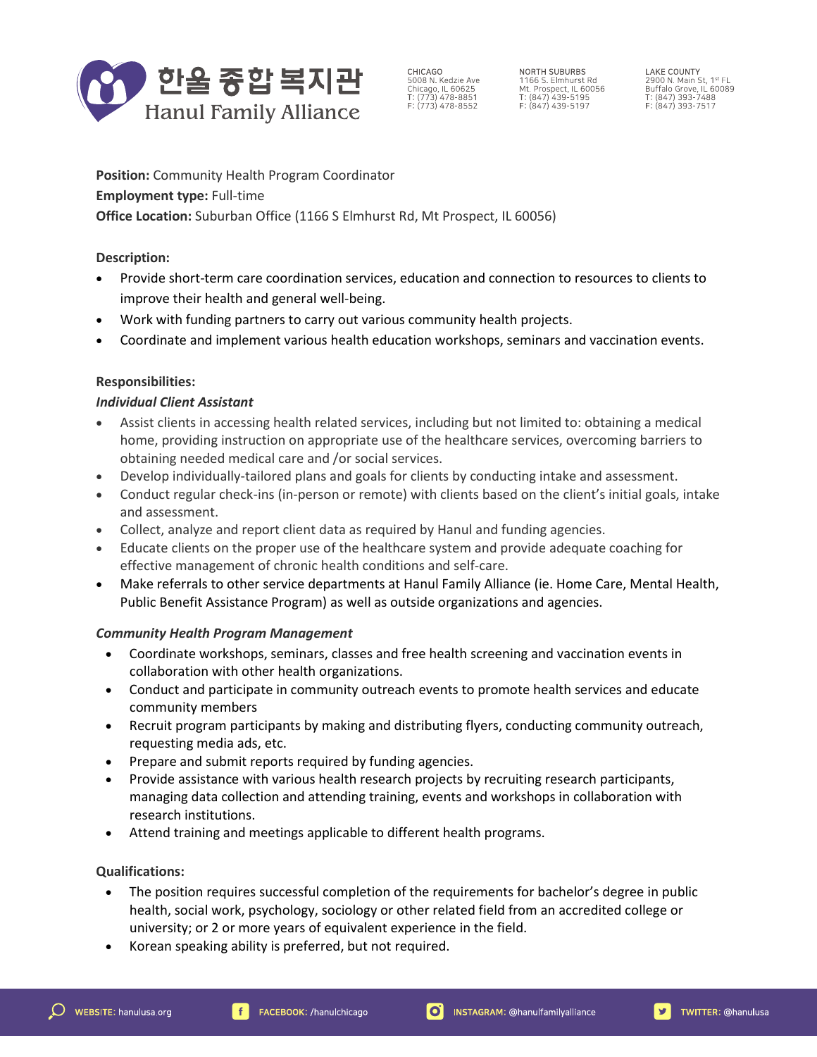# 한울 종합 복지관
## Hanul Family Alliance

CHICAGO
5008 N. Kedzie Ave
Chicago, IL 60625
T: (773) 478-8851
F: (773) 478-8552

NORTH SUBURBS
1166 S. Elmhurst Rd
Mt. Prospect, IL 60056
T: (847) 439-5195
F: (847) 439-5197

LAKE COUNTY
2900 N. Main St, 1st FL
Buffalo Grove, IL 60089
T: (847) 393-7488
F: (847) 393-7517

**Position:** Community Health Program Coordinator
**Employment type:** Full-time
**Office Location:** Suburban Office (1166 S Elmhurst Rd, Mt Prospect, IL 60056)

**Description:**

- Provide short-term care coordination services, education and connection to resources to clients to improve their health and general well-being.
- Work with funding partners to carry out various community health projects.
- Coordinate and implement various health education workshops, seminars and vaccination events.

**Responsibilities:**

***Individual Client Assistant***

- Assist clients in accessing health related services, including but not limited to: obtaining a medical home, providing instruction on appropriate use of the healthcare services, overcoming barriers to obtaining needed medical care and /or social services.
- Develop individually-tailored plans and goals for clients by conducting intake and assessment.
- Conduct regular check-ins (in-person or remote) with clients based on the client's initial goals, intake and assessment.
- Collect, analyze and report client data as required by Hanul and funding agencies.
- Educate clients on the proper use of the healthcare system and provide adequate coaching for effective management of chronic health conditions and self-care.
- Make referrals to other service departments at Hanul Family Alliance (ie. Home Care, Mental Health, Public Benefit Assistance Program) as well as outside organizations and agencies.

***Community Health Program Management***

- Coordinate workshops, seminars, classes and free health screening and vaccination events in collaboration with other health organizations.
- Conduct and participate in community outreach events to promote health services and educate community members
- Recruit program participants by making and distributing flyers, conducting community outreach, requesting media ads, etc.
- Prepare and submit reports required by funding agencies.
- Provide assistance with various health research projects by recruiting research participants, managing data collection and attending training, events and workshops in collaboration with research institutions.
- Attend training and meetings applicable to different health programs.

**Qualifications:**

- The position requires successful completion of the requirements for bachelor's degree in public health, social work, psychology, sociology or other related field from an accredited college or university; or 2 or more years of equivalent experience in the field.
- Korean speaking ability is preferred, but not required.

WEBSITE: hanulusa.org | FACEBOOK: /hanulchicago | INSTAGRAM: @hanulfamilyalliance | TWITTER: @hanulusa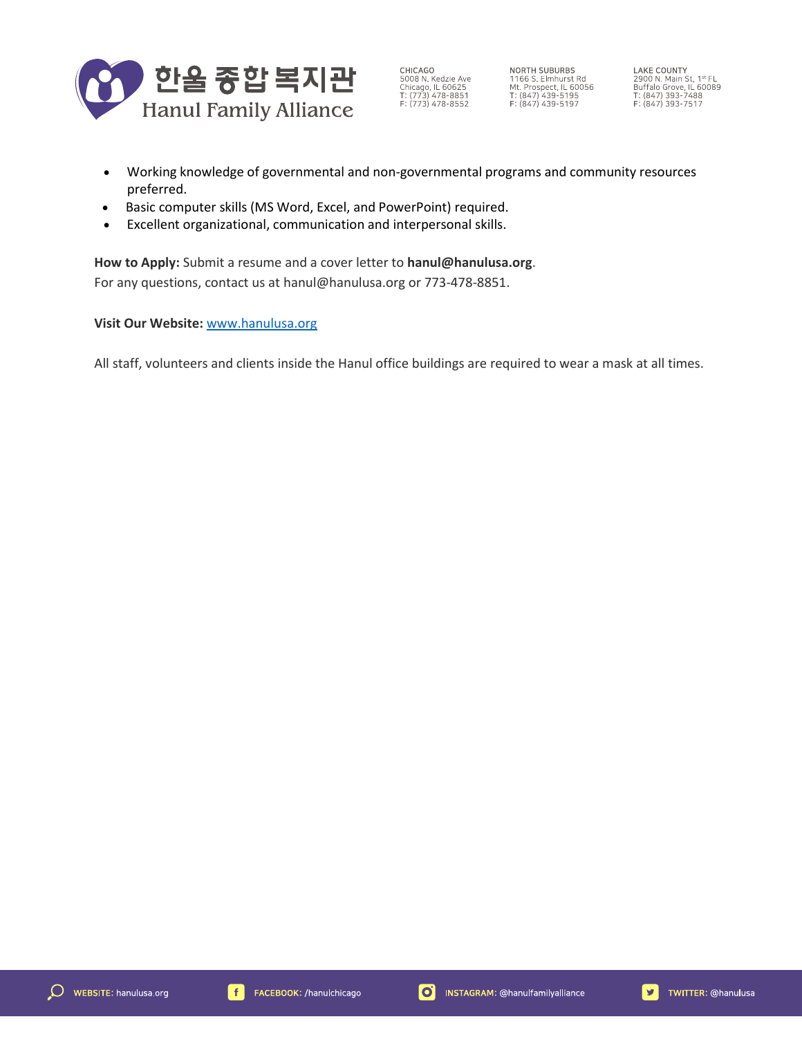- Working knowledge of governmental and non-governmental programs and community resources preferred.
- Basic computer skills (MS Word, Excel, and PowerPoint) required.
- Excellent organizational, communication and interpersonal skills.

**How to Apply:** Submit a resume and a cover letter to **hanul@hanulusa.org**.
For any questions, contact us at hanul@hanulusa.org or 773-478-8851.

**Visit Our Website:** www.hanulusa.org

All staff, volunteers and clients inside the Hanul office buildings are required to wear a mask at all times.